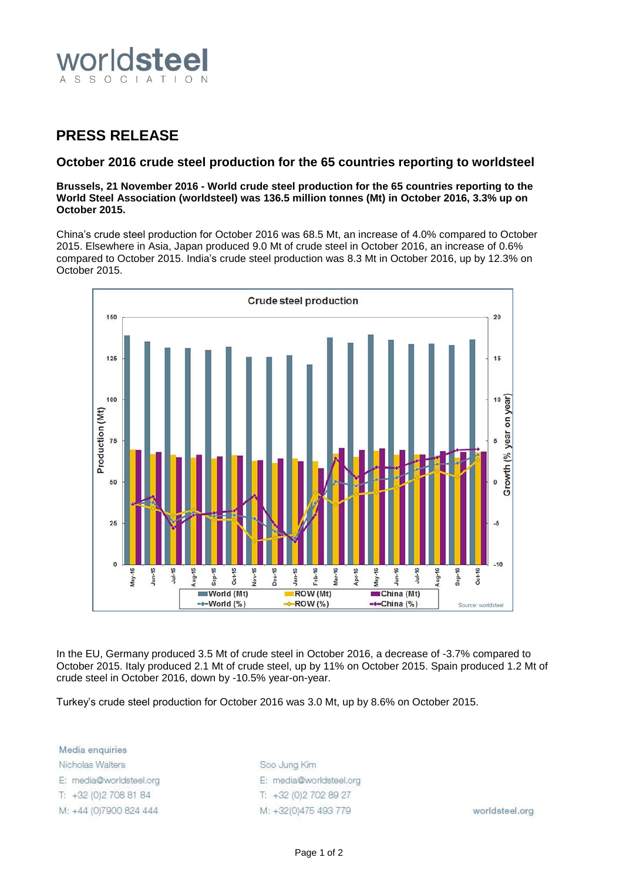worldsteel
ASSOCIATION

# PRESS RELEASE

## October 2016 crude steel production for the 65 countries reporting to worldsteel

**Brussels, 21 November 2016 - World crude steel production for the 65 countries reporting to the World Steel Association (worldsteel) was 136.5 million tonnes (Mt) in October 2016, 3.3% up on October 2015.**

China's crude steel production for October 2016 was 68.5 Mt, an increase of 4.0% compared to October 2015. Elsewhere in Asia, Japan produced 9.0 Mt of crude steel in October 2016, an increase of 0.6% compared to October 2015. India's crude steel production was 8.3 Mt in October 2016, up by 12.3% on October 2015.

Crude steel production

Source: worldsteel

In the EU, Germany produced 3.5 Mt of crude steel in October 2016, a decrease of -3.7% compared to October 2015. Italy produced 2.1 Mt of crude steel, up by 11% on October 2015. Spain produced 1.2 Mt of crude steel in October 2016, down by -10.5% year-on-year.

Turkey's crude steel production for October 2016 was 3.0 Mt, up by 8.6% on October 2015.

Media enquiries
Nicholas Walters
E: media@worldsteel.org
T: +32 (0)2 708 81 84
M: +44 (0)7900 824 444

Soo Jung Kim
E: media@worldsteel.org
T: +32 (0)2 702 89 27
M: +32(0)475 493 779

worldsteel.org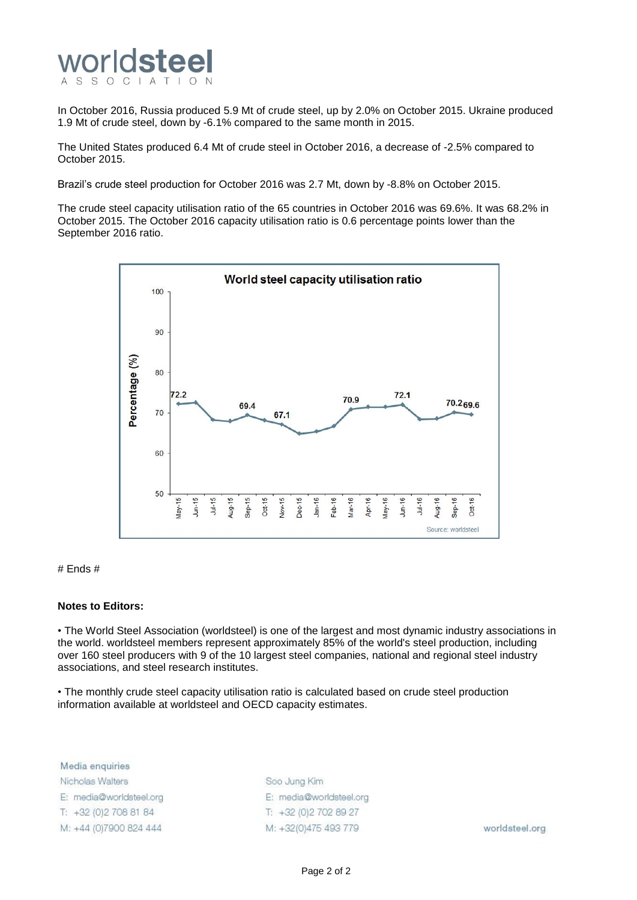worldsteel ASSOCIATION

In October 2016, Russia produced 5.9 Mt of crude steel, up by 2.0% on October 2015. Ukraine produced 1.9 Mt of crude steel, down by -6.1% compared to the same month in 2015.

The United States produced 6.4 Mt of crude steel in October 2016, a decrease of -2.5% compared to October 2015.

Brazil's crude steel production for October 2016 was 2.7 Mt, down by -8.8% on October 2015.

The crude steel capacity utilisation ratio of the 65 countries in October 2016 was 69.6%. It was 68.2% in October 2015. The October 2016 capacity utilisation ratio is 0.6 percentage points lower than the September 2016 ratio.

World steel capacity utilisation ratio

Percentage (%)

100
90
80
70
60
50

72.2
69.4
67.1
70.9
72.1
70.2
69.6

May-15
Jun-15
Jul-15
Aug-15
Sep-15
Oct-15
Nov-15
Dec-15
Jan-16
Feb-16
Mar-16
Apr-16
May-16
Jun-16
Jul-16
Aug-16
Sep-16
Oct-16

Source: worldsteel

# Ends #

**Notes to Editors:**

- The World Steel Association (worldsteel) is one of the largest and most dynamic industry associations in the world. worldsteel members represent approximately 85% of the world's steel production, including over 160 steel producers with 9 of the 10 largest steel companies, national and regional steel industry associations, and steel research institutes.

- The monthly crude steel capacity utilisation ratio is calculated based on crude steel production information available at worldsteel and OECD capacity estimates.

Media enquiries

Nicholas Walters
E: media@worldsteel.org
T: +32 (0)2 708 81 84
M: +44 (0)7900 824 444

Soo Jung Kim
E: media@worldsteel.org
T: +32 (0)2 702 89 27
M: +32(0)475 493 779

worldsteel.org